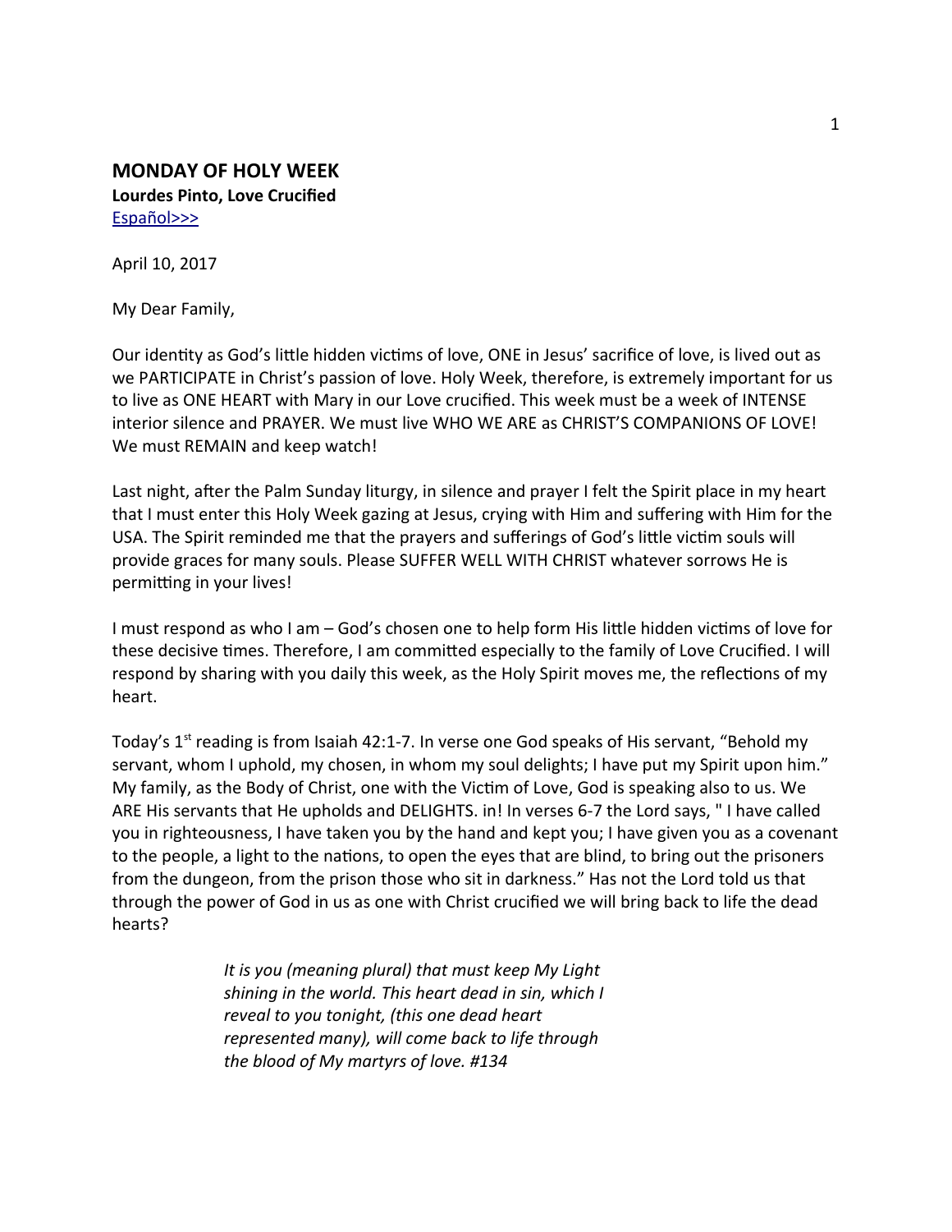## MONDAY OF HOLY WEEK

**Lourdes Pinto, Love Crucified**

[Español>>>]

April 10, 2017

My Dear Family,

Our identity as God's little hidden victims of love, ONE in Jesus' sacrifice of love, is lived out as we PARTICIPATE in Christ's passion of love. Holy Week, therefore, is extremely important for us to live as ONE HEART with Mary in our Love crucified. This week must be a week of INTENSE interior silence and PRAYER. We must live WHO WE ARE as CHRIST'S COMPANIONS OF LOVE! We must REMAIN and keep watch!

Last night, after the Palm Sunday liturgy, in silence and prayer I felt the Spirit place in my heart that I must enter this Holy Week gazing at Jesus, crying with Him and suffering with Him for the USA. The Spirit reminded me that the prayers and sufferings of God's little victim souls will provide graces for many souls. Please SUFFER WELL WITH CHRIST whatever sorrows He is permitting in your lives!

I must respond as who I am – God's chosen one to help form His little hidden victims of love for these decisive times. Therefore, I am committed especially to the family of Love Crucified. I will respond by sharing with you daily this week, as the Holy Spirit moves me, the reflections of my heart.

Today's 1st reading is from Isaiah 42:1-7. In verse one God speaks of His servant, "Behold my servant, whom I uphold, my chosen, in whom my soul delights; I have put my Spirit upon him." My family, as the Body of Christ, one with the Victim of Love, God is speaking also to us. We ARE His servants that He upholds and DELIGHTS. in! In verses 6-7 the Lord says, " I have called you in righteousness, I have taken you by the hand and kept you; I have given you as a covenant to the people, a light to the nations, to open the eyes that are blind, to bring out the prisoners from the dungeon, from the prison those who sit in darkness." Has not the Lord told us that through the power of God in us as one with Christ crucified we will bring back to life the dead hearts?

> *It is you (meaning plural) that must keep My Light shining in the world. This heart dead in sin, which I reveal to you tonight, (this one dead heart represented many), will come back to life through the blood of My martyrs of love. #134*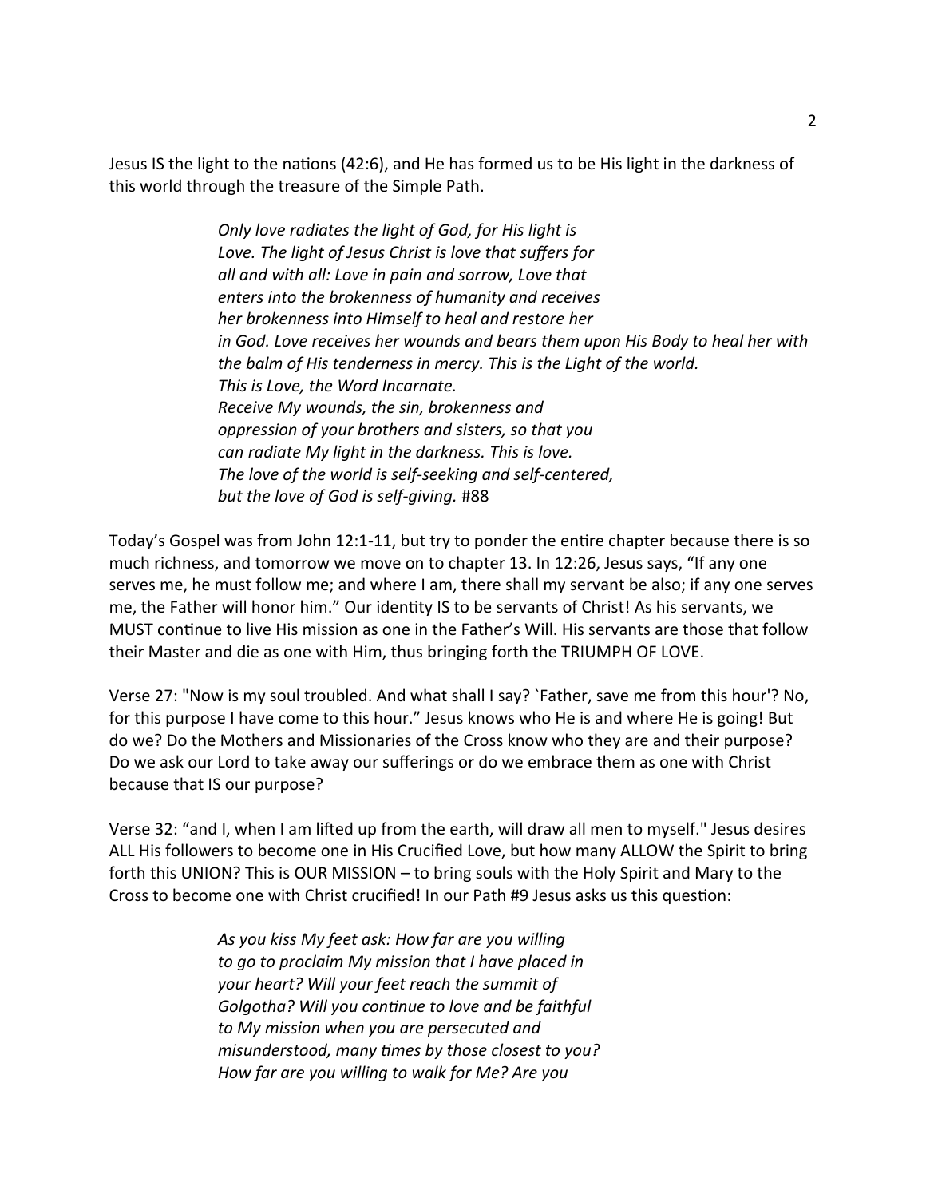Jesus IS the light to the nations (42:6), and He has formed us to be His light in the darkness of this world through the treasure of the Simple Path.

> *Only love radiates the light of God, for His light is Love. The light of Jesus Christ is love that suffers for all and with all: Love in pain and sorrow, Love that enters into the brokenness of humanity and receives her brokenness into Himself to heal and restore her in God. Love receives her wounds and bears them upon His Body to heal her with the balm of His tenderness in mercy. This is the Light of the world. This is Love, the Word Incarnate.*
> *Receive My wounds, the sin, brokenness and oppression of your brothers and sisters, so that you can radiate My light in the darkness. This is love. The love of the world is self-seeking and self-centered, but the love of God is self-giving.* #88

Today's Gospel was from John 12:1-11, but try to ponder the entire chapter because there is so much richness, and tomorrow we move on to chapter 13. In 12:26, Jesus says, "If any one serves me, he must follow me; and where I am, there shall my servant be also; if any one serves me, the Father will honor him." Our identity IS to be servants of Christ! As his servants, we MUST continue to live His mission as one in the Father's Will. His servants are those that follow their Master and die as one with Him, thus bringing forth the TRIUMPH OF LOVE.

Verse 27: "Now is my soul troubled. And what shall I say? `Father, save me from this hour'? No, for this purpose I have come to this hour." Jesus knows who He is and where He is going! But do we? Do the Mothers and Missionaries of the Cross know who they are and their purpose? Do we ask our Lord to take away our sufferings or do we embrace them as one with Christ because that IS our purpose?

Verse 32: "and I, when I am lifted up from the earth, will draw all men to myself." Jesus desires ALL His followers to become one in His Crucified Love, but how many ALLOW the Spirit to bring forth this UNION? This is OUR MISSION – to bring souls with the Holy Spirit and Mary to the Cross to become one with Christ crucified! In our Path #9 Jesus asks us this question:

> *As you kiss My feet ask: How far are you willing to go to proclaim My mission that I have placed in your heart? Will your feet reach the summit of Golgotha? Will you continue to love and be faithful to My mission when you are persecuted and misunderstood, many times by those closest to you? How far are you willing to walk for Me? Are you*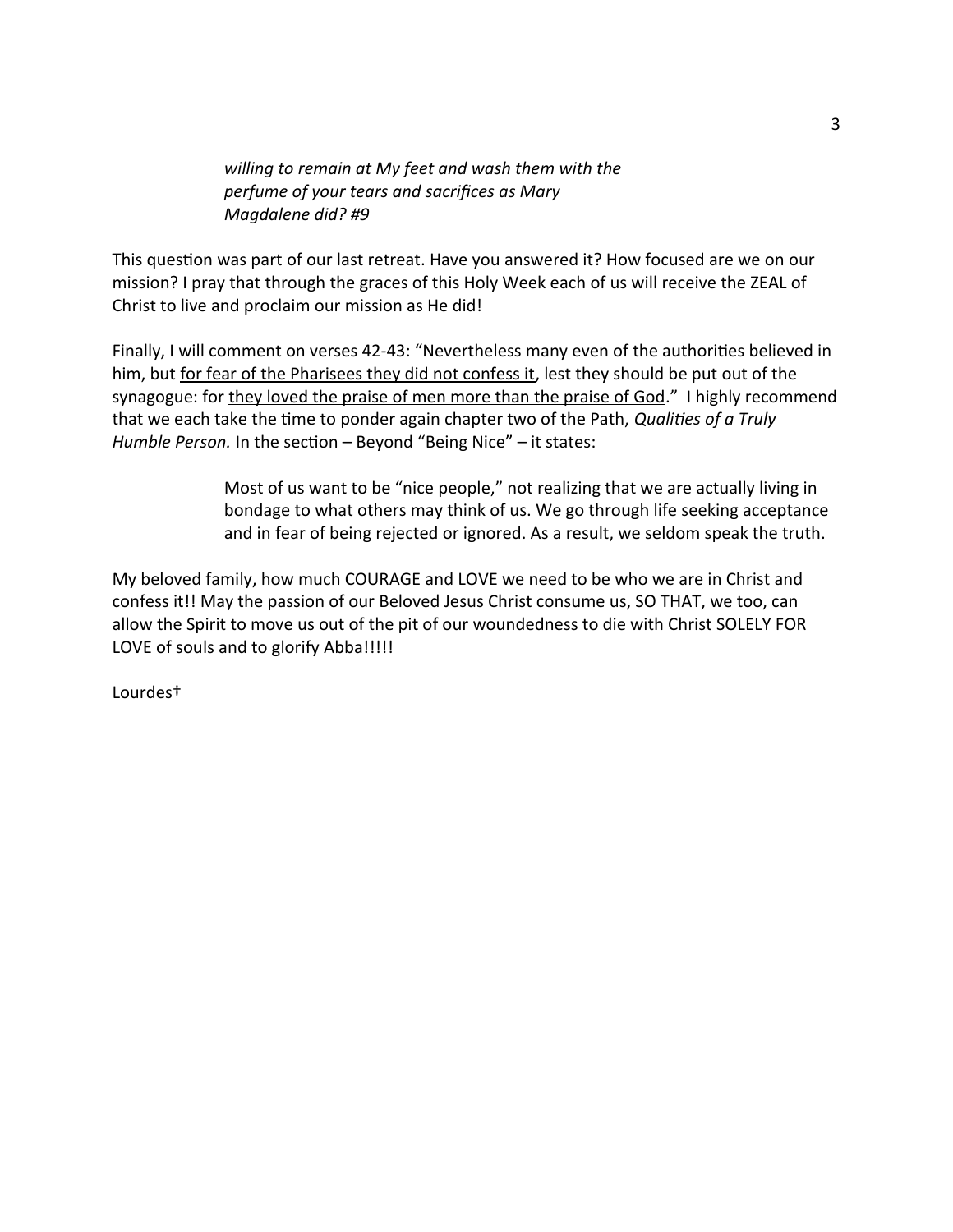> *willing to remain at My feet and wash them with the perfume of your tears and sacrifices as Mary Magdalene did? #9*

This question was part of our last retreat. Have you answered it? How focused are we on our mission? I pray that through the graces of this Holy Week each of us will receive the ZEAL of Christ to live and proclaim our mission as He did!

Finally, I will comment on verses 42-43: "Nevertheless many even of the authorities believed in him, but <u>for fear of the Pharisees they did not confess it</u>, lest they should be put out of the synagogue: for <u>they loved the praise of men more than the praise of God</u>." I highly recommend that we each take the time to ponder again chapter two of the Path, *Qualities of a Truly Humble Person.* In the section – Beyond "Being Nice" – it states:

> Most of us want to be "nice people," not realizing that we are actually living in bondage to what others may think of us. We go through life seeking acceptance and in fear of being rejected or ignored. As a result, we seldom speak the truth.

My beloved family, how much COURAGE and LOVE we need to be who we are in Christ and confess it!! May the passion of our Beloved Jesus Christ consume us, SO THAT, we too, can allow the Spirit to move us out of the pit of our woundedness to die with Christ SOLELY FOR LOVE of souls and to glorify Abba!!!!!

Lourdes†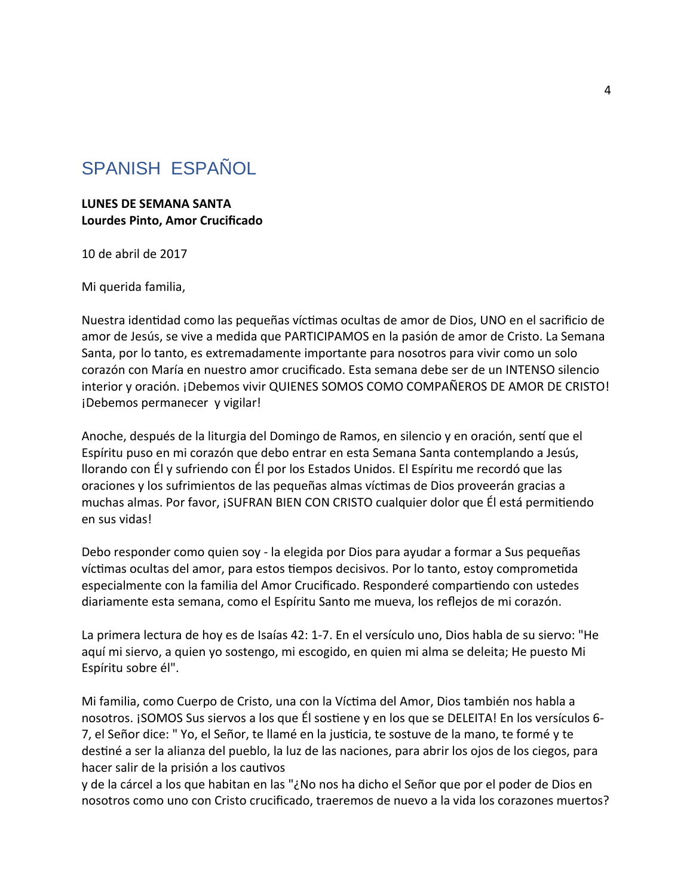# SPANISH ESPAÑOL

**LUNES DE SEMANA SANTA**
**Lourdes Pinto, Amor Crucificado**

10 de abril de 2017

Mi querida familia,

Nuestra identidad como las pequeñas víctimas ocultas de amor de Dios, UNO en el sacrificio de amor de Jesús, se vive a medida que PARTICIPAMOS en la pasión de amor de Cristo. La Semana Santa, por lo tanto, es extremadamente importante para nosotros para vivir como un solo corazón con María en nuestro amor crucificado. Esta semana debe ser de un INTENSO silencio interior y oración. ¡Debemos vivir QUIENES SOMOS COMO COMPAÑEROS DE AMOR DE CRISTO! ¡Debemos permanecer  y vigilar!

Anoche, después de la liturgia del Domingo de Ramos, en silencio y en oración, sentí que el Espíritu puso en mi corazón que debo entrar en esta Semana Santa contemplando a Jesús, llorando con Él y sufriendo con Él por los Estados Unidos. El Espíritu me recordó que las oraciones y los sufrimientos de las pequeñas almas víctimas de Dios proveerán gracias a muchas almas. Por favor, ¡SUFRAN BIEN CON CRISTO cualquier dolor que Él está permitiendo en sus vidas!

Debo responder como quien soy - la elegida por Dios para ayudar a formar a Sus pequeñas víctimas ocultas del amor, para estos tiempos decisivos. Por lo tanto, estoy comprometida especialmente con la familia del Amor Crucificado. Responderé compartiendo con ustedes diariamente esta semana, como el Espíritu Santo me mueva, los reflejos de mi corazón.

La primera lectura de hoy es de Isaías 42: 1-7. En el versículo uno, Dios habla de su siervo: "He aquí mi siervo, a quien yo sostengo, mi escogido, en quien mi alma se deleita; He puesto Mi Espíritu sobre él".

Mi familia, como Cuerpo de Cristo, una con la Víctima del Amor, Dios también nos habla a nosotros. ¡SOMOS Sus siervos a los que Él sostiene y en los que se DELEITA! En los versículos 6-7, el Señor dice: " Yo, el Señor, te llamé en la justicia, te sostuve de la mano, te formé y te destiné a ser la alianza del pueblo, la luz de las naciones, para abrir los ojos de los ciegos, para hacer salir de la prisión a los cautivos
y de la cárcel a los que habitan en las "¿No nos ha dicho el Señor que por el poder de Dios en nosotros como uno con Cristo crucificado, traeremos de nuevo a la vida los corazones muertos?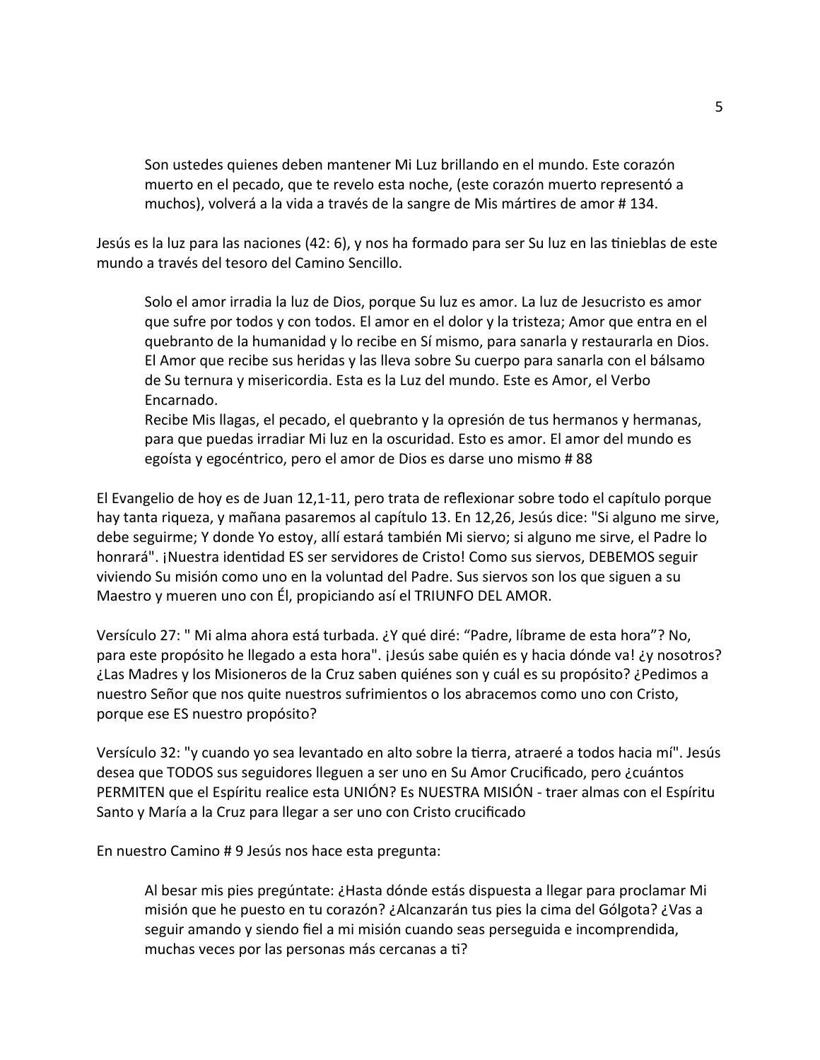> Son ustedes quienes deben mantener Mi Luz brillando en el mundo. Este corazón muerto en el pecado, que te revelo esta noche, (este corazón muerto representó a muchos), volverá a la vida a través de la sangre de Mis mártires de amor # 134.

Jesús es la luz para las naciones (42: 6), y nos ha formado para ser Su luz en las tinieblas de este mundo a través del tesoro del Camino Sencillo.

> Solo el amor irradia la luz de Dios, porque Su luz es amor. La luz de Jesucristo es amor que sufre por todos y con todos. El amor en el dolor y la tristeza; Amor que entra en el quebranto de la humanidad y lo recibe en Sí mismo, para sanarla y restaurarla en Dios. El Amor que recibe sus heridas y las lleva sobre Su cuerpo para sanarla con el bálsamo de Su ternura y misericordia. Esta es la Luz del mundo. Este es Amor, el Verbo Encarnado.
> Recibe Mis llagas, el pecado, el quebranto y la opresión de tus hermanos y hermanas, para que puedas irradiar Mi luz en la oscuridad. Esto es amor. El amor del mundo es egoísta y egocéntrico, pero el amor de Dios es darse uno mismo # 88

El Evangelio de hoy es de Juan 12,1-11, pero trata de reflexionar sobre todo el capítulo porque hay tanta riqueza, y mañana pasaremos al capítulo 13. En 12,26, Jesús dice: "Si alguno me sirve, debe seguirme; Y donde Yo estoy, allí estará también Mi siervo; si alguno me sirve, el Padre lo honrará". ¡Nuestra identidad ES ser servidores de Cristo! Como sus siervos, DEBEMOS seguir viviendo Su misión como uno en la voluntad del Padre. Sus siervos son los que siguen a su Maestro y mueren uno con Él, propiciando así el TRIUNFO DEL AMOR.

Versículo 27: " Mi alma ahora está turbada. ¿Y qué diré: "Padre, líbrame de esta hora"? No, para este propósito he llegado a esta hora". ¡Jesús sabe quién es y hacia dónde va! ¿y nosotros? ¿Las Madres y los Misioneros de la Cruz saben quiénes son y cuál es su propósito? ¿Pedimos a nuestro Señor que nos quite nuestros sufrimientos o los abracemos como uno con Cristo, porque ese ES nuestro propósito?

Versículo 32: "y cuando yo sea levantado en alto sobre la tierra, atraeré a todos hacia mí". Jesús desea que TODOS sus seguidores lleguen a ser uno en Su Amor Crucificado, pero ¿cuántos PERMITEN que el Espíritu realice esta UNIÓN? Es NUESTRA MISIÓN - traer almas con el Espíritu Santo y María a la Cruz para llegar a ser uno con Cristo crucificado

En nuestro Camino # 9 Jesús nos hace esta pregunta:

> Al besar mis pies pregúntate: ¿Hasta dónde estás dispuesta a llegar para proclamar Mi misión que he puesto en tu corazón? ¿Alcanzarán tus pies la cima del Gólgota? ¿Vas a seguir amando y siendo fiel a mi misión cuando seas perseguida e incomprendida, muchas veces por las personas más cercanas a ti?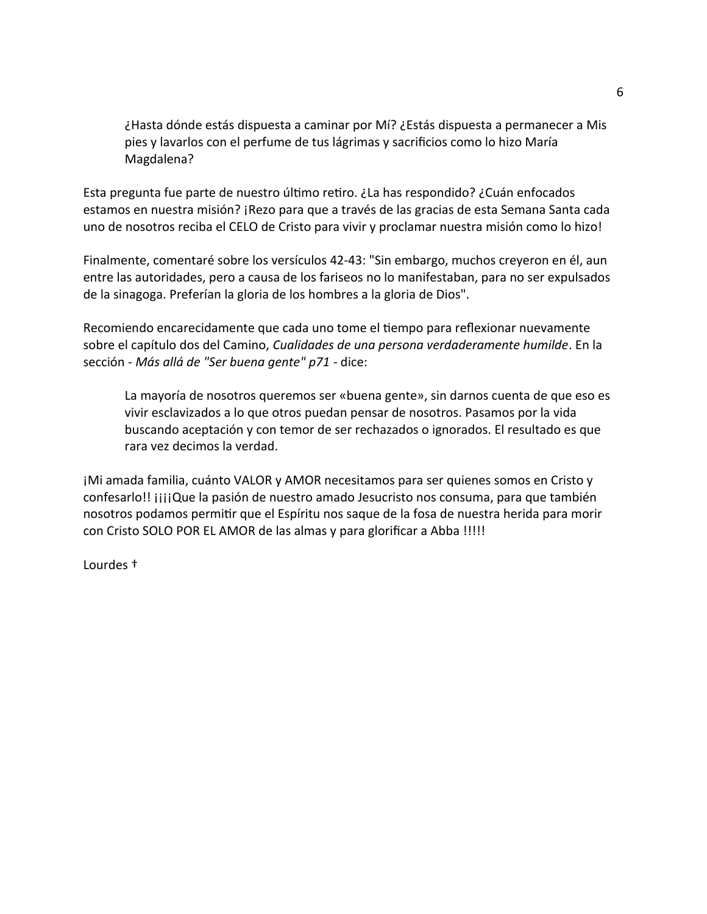> ¿Hasta dónde estás dispuesta a caminar por Mí? ¿Estás dispuesta a permanecer a Mis pies y lavarlos con el perfume de tus lágrimas y sacrificios como lo hizo María Magdalena?

Esta pregunta fue parte de nuestro último retiro. ¿La has respondido? ¿Cuán enfocados estamos en nuestra misión? ¡Rezo para que a través de las gracias de esta Semana Santa cada uno de nosotros reciba el CELO de Cristo para vivir y proclamar nuestra misión como lo hizo!

Finalmente, comentaré sobre los versículos 42-43: "Sin embargo, muchos creyeron en él, aun entre las autoridades, pero a causa de los fariseos no lo manifestaban, para no ser expulsados de la sinagoga. Preferían la gloria de los hombres a la gloria de Dios".

Recomiendo encarecidamente que cada uno tome el tiempo para reflexionar nuevamente sobre el capítulo dos del Camino, *Cualidades de una persona verdaderamente humilde*. En la sección - *Más allá de "Ser buena gente" p71* - dice:

> La mayoría de nosotros queremos ser «buena gente», sin darnos cuenta de que eso es vivir esclavizados a lo que otros puedan pensar de nosotros. Pasamos por la vida buscando aceptación y con temor de ser rechazados o ignorados. El resultado es que rara vez decimos la verdad.

¡Mi amada familia, cuánto VALOR y AMOR necesitamos para ser quienes somos en Cristo y confesarlo!! ¡¡¡¡Que la pasión de nuestro amado Jesucristo nos consuma, para que también nosotros podamos permitir que el Espíritu nos saque de la fosa de nuestra herida para morir con Cristo SOLO POR EL AMOR de las almas y para glorificar a Abba !!!!!

Lourdes †